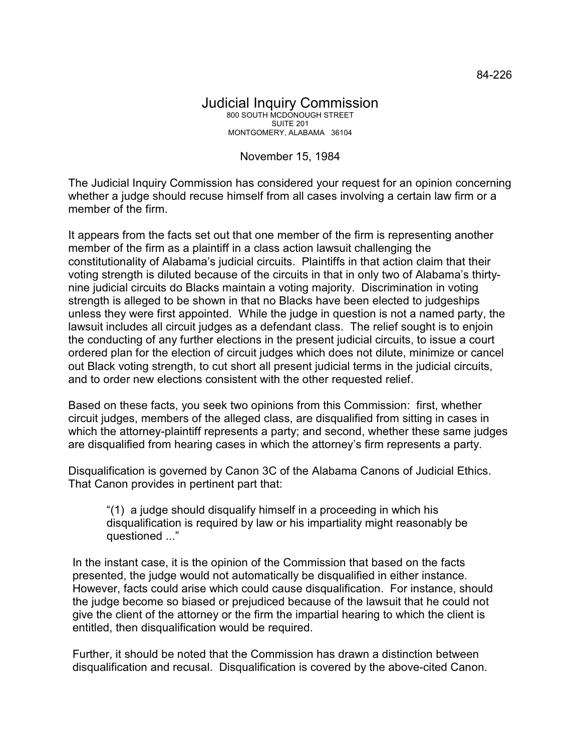84-226

# Judicial Inquiry Commission

800 SOUTH MCDONOUGH STREET
SUITE 201
MONTGOMERY, ALABAMA 36104

November 15, 1984

The Judicial Inquiry Commission has considered your request for an opinion concerning whether a judge should recuse himself from all cases involving a certain law firm or a member of the firm.

It appears from the facts set out that one member of the firm is representing another member of the firm as a plaintiff in a class action lawsuit challenging the constitutionality of Alabama's judicial circuits. Plaintiffs in that action claim that their voting strength is diluted because of the circuits in that in only two of Alabama's thirty-nine judicial circuits do Blacks maintain a voting majority. Discrimination in voting strength is alleged to be shown in that no Blacks have been elected to judgeships unless they were first appointed. While the judge in question is not a named party, the lawsuit includes all circuit judges as a defendant class. The relief sought is to enjoin the conducting of any further elections in the present judicial circuits, to issue a court ordered plan for the election of circuit judges which does not dilute, minimize or cancel out Black voting strength, to cut short all present judicial terms in the judicial circuits, and to order new elections consistent with the other requested relief.

Based on these facts, you seek two opinions from this Commission: first, whether circuit judges, members of the alleged class, are disqualified from sitting in cases in which the attorney-plaintiff represents a party; and second, whether these same judges are disqualified from hearing cases in which the attorney's firm represents a party.

Disqualification is governed by Canon 3C of the Alabama Canons of Judicial Ethics. That Canon provides in pertinent part that:

> "(1) a judge should disqualify himself in a proceeding in which his disqualification is required by law or his impartiality might reasonably be questioned ..."

In the instant case, it is the opinion of the Commission that based on the facts presented, the judge would not automatically be disqualified in either instance. However, facts could arise which could cause disqualification. For instance, should the judge become so biased or prejudiced because of the lawsuit that he could not give the client of the attorney or the firm the impartial hearing to which the client is entitled, then disqualification would be required.

Further, it should be noted that the Commission has drawn a distinction between disqualification and recusal. Disqualification is covered by the above-cited Canon.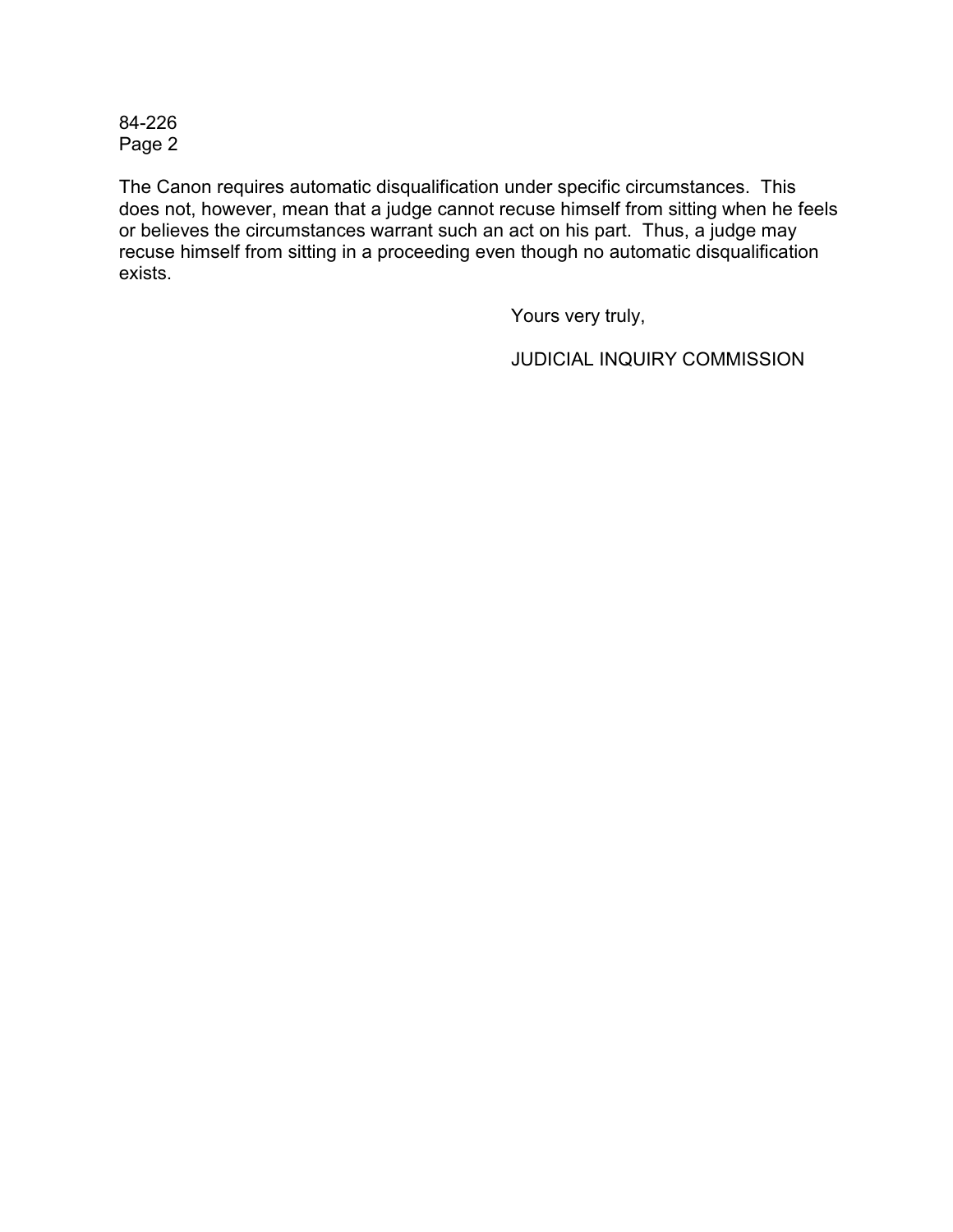The Canon requires automatic disqualification under specific circumstances. This does not, however, mean that a judge cannot recuse himself from sitting when he feels or believes the circumstances warrant such an act on his part. Thus, a judge may recuse himself from sitting in a proceeding even though no automatic disqualification exists.

Yours very truly,

JUDICIAL INQUIRY COMMISSION